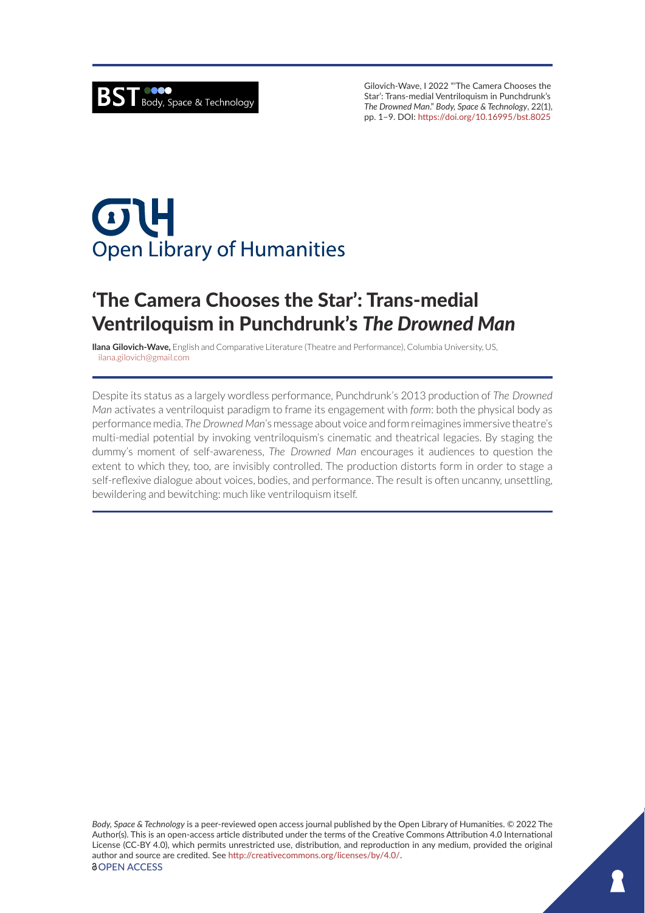Gilovich-Wave, I 2022 "'The Camera Chooses the Star': Trans-medial Ventriloquism in Punchdrunk's *The Drowned Man*." *Body, Space & Technology*, 22(1), pp. 1–9. DOI: https://doi.org/10.16995/bst.8025

Open Library of Humanities

# 'The Camera Chooses the Star': Trans-medial Ventriloquism in Punchdrunk's *The Drowned Man*

**Ilana Gilovich-Wave,** English and Comparative Literature (Theatre and Performance), Columbia University, US, ilana.gilovich@gmail.com

Despite its status as a largely wordless performance, Punchdrunk's 2013 production of *The Drowned Man* activates a ventriloquist paradigm to frame its engagement with *form*: both the physical body as performance media. *The Drowned Man*'s message about voice and form reimagines immersive theatre's multi-medial potential by invoking ventriloquism's cinematic and theatrical legacies. By staging the dummy's moment of self-awareness, *The Drowned Man* encourages it audiences to question the extent to which they, too, are invisibly controlled. The production distorts form in order to stage a self-reflexive dialogue about voices, bodies, and performance. The result is often uncanny, unsettling, bewildering and bewitching: much like ventriloquism itself.

*Body, Space & Technology* is a peer-reviewed open access journal published by the Open Library of Humanities. © 2022 The Author(s). This is an open-access article distributed under the terms of the Creative Commons Attribution 4.0 International License (CC-BY 4.0), which permits unrestricted use, distribution, and reproduction in any medium, provided the original author and source are credited. See http://creativecommons.org/licenses/by/4.0/.

OPEN ACCESS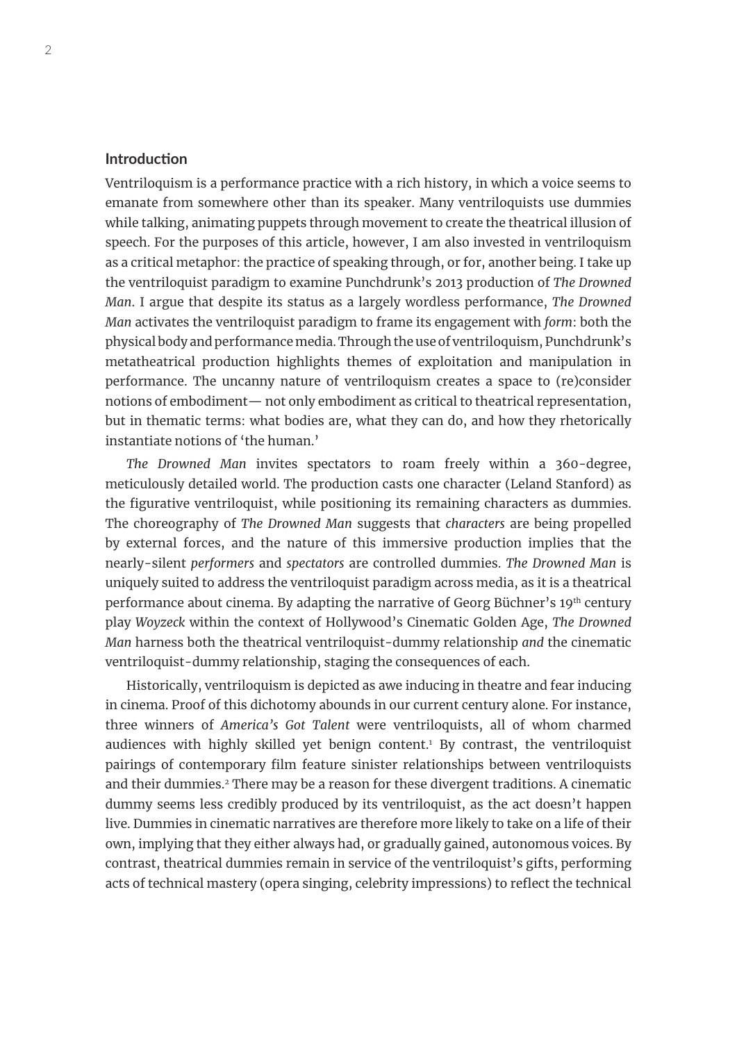## Introduction

Ventriloquism is a performance practice with a rich history, in which a voice seems to emanate from somewhere other than its speaker. Many ventriloquists use dummies while talking, animating puppets through movement to create the theatrical illusion of speech. For the purposes of this article, however, I am also invested in ventriloquism as a critical metaphor: the practice of speaking through, or for, another being. I take up the ventriloquist paradigm to examine Punchdrunk's 2013 production of *The Drowned Man*. I argue that despite its status as a largely wordless performance, *The Drowned Man* activates the ventriloquist paradigm to frame its engagement with *form*: both the physical body and performance media. Through the use of ventriloquism, Punchdrunk's metatheatrical production highlights themes of exploitation and manipulation in performance. The uncanny nature of ventriloquism creates a space to (re)consider notions of embodiment— not only embodiment as critical to theatrical representation, but in thematic terms: what bodies are, what they can do, and how they rhetorically instantiate notions of 'the human.'

*The Drowned Man* invites spectators to roam freely within a 360-degree, meticulously detailed world. The production casts one character (Leland Stanford) as the figurative ventriloquist, while positioning its remaining characters as dummies. The choreography of *The Drowned Man* suggests that *characters* are being propelled by external forces, and the nature of this immersive production implies that the nearly-silent *performers* and *spectators* are controlled dummies. *The Drowned Man* is uniquely suited to address the ventriloquist paradigm across media, as it is a theatrical performance about cinema. By adapting the narrative of Georg Büchner's 19th century play *Woyzeck* within the context of Hollywood's Cinematic Golden Age, *The Drowned Man* harness both the theatrical ventriloquist-dummy relationship *and* the cinematic ventriloquist-dummy relationship, staging the consequences of each.

Historically, ventriloquism is depicted as awe inducing in theatre and fear inducing in cinema. Proof of this dichotomy abounds in our current century alone. For instance, three winners of *America's Got Talent* were ventriloquists, all of whom charmed audiences with highly skilled yet benign content.[1] By contrast, the ventriloquist pairings of contemporary film feature sinister relationships between ventriloquists and their dummies.[2] There may be a reason for these divergent traditions. A cinematic dummy seems less credibly produced by its ventriloquist, as the act doesn't happen live. Dummies in cinematic narratives are therefore more likely to take on a life of their own, implying that they either always had, or gradually gained, autonomous voices. By contrast, theatrical dummies remain in service of the ventriloquist's gifts, performing acts of technical mastery (opera singing, celebrity impressions) to reflect the technical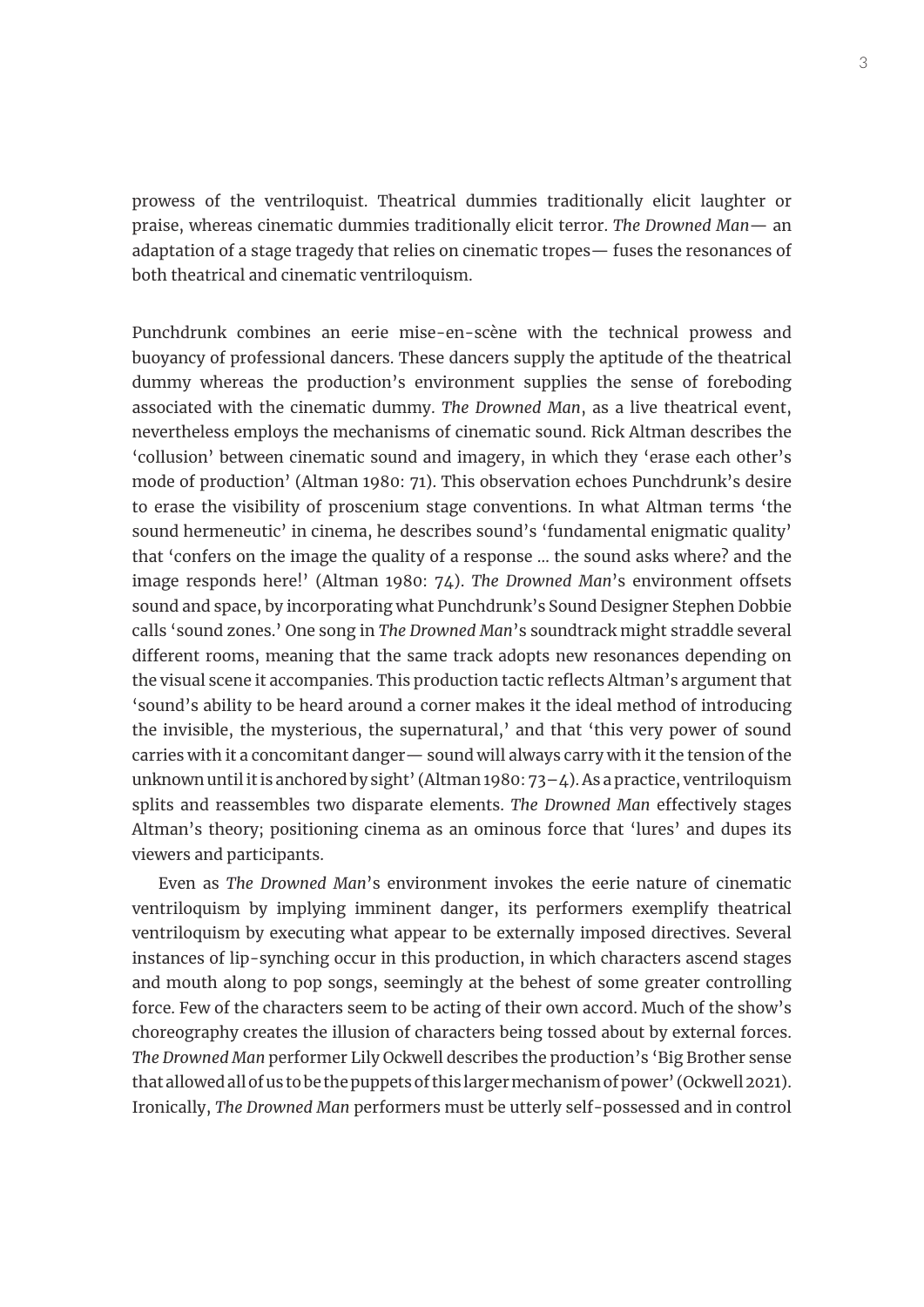prowess of the ventriloquist. Theatrical dummies traditionally elicit laughter or praise, whereas cinematic dummies traditionally elicit terror. *The Drowned Man*— an adaptation of a stage tragedy that relies on cinematic tropes— fuses the resonances of both theatrical and cinematic ventriloquism.

Punchdrunk combines an eerie mise-en-scène with the technical prowess and buoyancy of professional dancers. These dancers supply the aptitude of the theatrical dummy whereas the production's environment supplies the sense of foreboding associated with the cinematic dummy. *The Drowned Man*, as a live theatrical event, nevertheless employs the mechanisms of cinematic sound. Rick Altman describes the 'collusion' between cinematic sound and imagery, in which they 'erase each other's mode of production' (Altman 1980: 71). This observation echoes Punchdrunk's desire to erase the visibility of proscenium stage conventions. In what Altman terms 'the sound hermeneutic' in cinema, he describes sound's 'fundamental enigmatic quality' that 'confers on the image the quality of a response … the sound asks where? and the image responds here!' (Altman 1980: 74). *The Drowned Man*'s environment offsets sound and space, by incorporating what Punchdrunk's Sound Designer Stephen Dobbie calls 'sound zones.' One song in *The Drowned Man*'s soundtrack might straddle several different rooms, meaning that the same track adopts new resonances depending on the visual scene it accompanies. This production tactic reflects Altman's argument that 'sound's ability to be heard around a corner makes it the ideal method of introducing the invisible, the mysterious, the supernatural,' and that 'this very power of sound carries with it a concomitant danger— sound will always carry with it the tension of the unknown until it is anchored by sight' (Altman 1980: 73–4). As a practice, ventriloquism splits and reassembles two disparate elements. *The Drowned Man* effectively stages Altman's theory; positioning cinema as an ominous force that 'lures' and dupes its viewers and participants.

Even as *The Drowned Man*'s environment invokes the eerie nature of cinematic ventriloquism by implying imminent danger, its performers exemplify theatrical ventriloquism by executing what appear to be externally imposed directives. Several instances of lip-synching occur in this production, in which characters ascend stages and mouth along to pop songs, seemingly at the behest of some greater controlling force. Few of the characters seem to be acting of their own accord. Much of the show's choreography creates the illusion of characters being tossed about by external forces. *The Drowned Man* performer Lily Ockwell describes the production's 'Big Brother sense that allowed all of us to be the puppets of this larger mechanism of power' (Ockwell 2021). Ironically, *The Drowned Man* performers must be utterly self-possessed and in control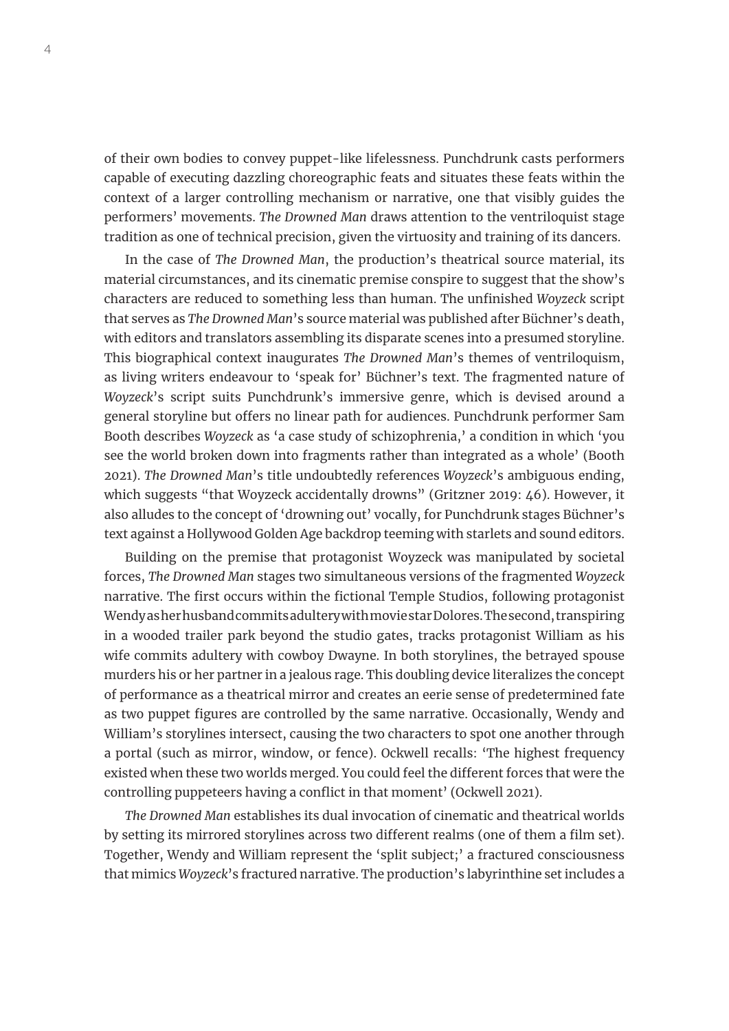of their own bodies to convey puppet-like lifelessness. Punchdrunk casts performers capable of executing dazzling choreographic feats and situates these feats within the context of a larger controlling mechanism or narrative, one that visibly guides the performers' movements. *The Drowned Man* draws attention to the ventriloquist stage tradition as one of technical precision, given the virtuosity and training of its dancers.

In the case of *The Drowned Man*, the production's theatrical source material, its material circumstances, and its cinematic premise conspire to suggest that the show's characters are reduced to something less than human. The unfinished *Woyzeck* script that serves as *The Drowned Man*'s source material was published after Büchner's death, with editors and translators assembling its disparate scenes into a presumed storyline. This biographical context inaugurates *The Drowned Man*'s themes of ventriloquism, as living writers endeavour to 'speak for' Büchner's text. The fragmented nature of *Woyzeck*'s script suits Punchdrunk's immersive genre, which is devised around a general storyline but offers no linear path for audiences. Punchdrunk performer Sam Booth describes *Woyzeck* as 'a case study of schizophrenia,' a condition in which 'you see the world broken down into fragments rather than integrated as a whole' (Booth 2021). *The Drowned Man*'s title undoubtedly references *Woyzeck*'s ambiguous ending, which suggests "that Woyzeck accidentally drowns" (Gritzner 2019: 46). However, it also alludes to the concept of 'drowning out' vocally, for Punchdrunk stages Büchner's text against a Hollywood Golden Age backdrop teeming with starlets and sound editors.

Building on the premise that protagonist Woyzeck was manipulated by societal forces, *The Drowned Man* stages two simultaneous versions of the fragmented *Woyzeck* narrative. The first occurs within the fictional Temple Studios, following protagonist Wendy as her husband commits adultery with movie star Dolores. The second, transpiring in a wooded trailer park beyond the studio gates, tracks protagonist William as his wife commits adultery with cowboy Dwayne. In both storylines, the betrayed spouse murders his or her partner in a jealous rage. This doubling device literalizes the concept of performance as a theatrical mirror and creates an eerie sense of predetermined fate as two puppet figures are controlled by the same narrative. Occasionally, Wendy and William's storylines intersect, causing the two characters to spot one another through a portal (such as mirror, window, or fence). Ockwell recalls: 'The highest frequency existed when these two worlds merged. You could feel the different forces that were the controlling puppeteers having a conflict in that moment' (Ockwell 2021).

*The Drowned Man* establishes its dual invocation of cinematic and theatrical worlds by setting its mirrored storylines across two different realms (one of them a film set). Together, Wendy and William represent the 'split subject;' a fractured consciousness that mimics *Woyzeck*'s fractured narrative. The production's labyrinthine set includes a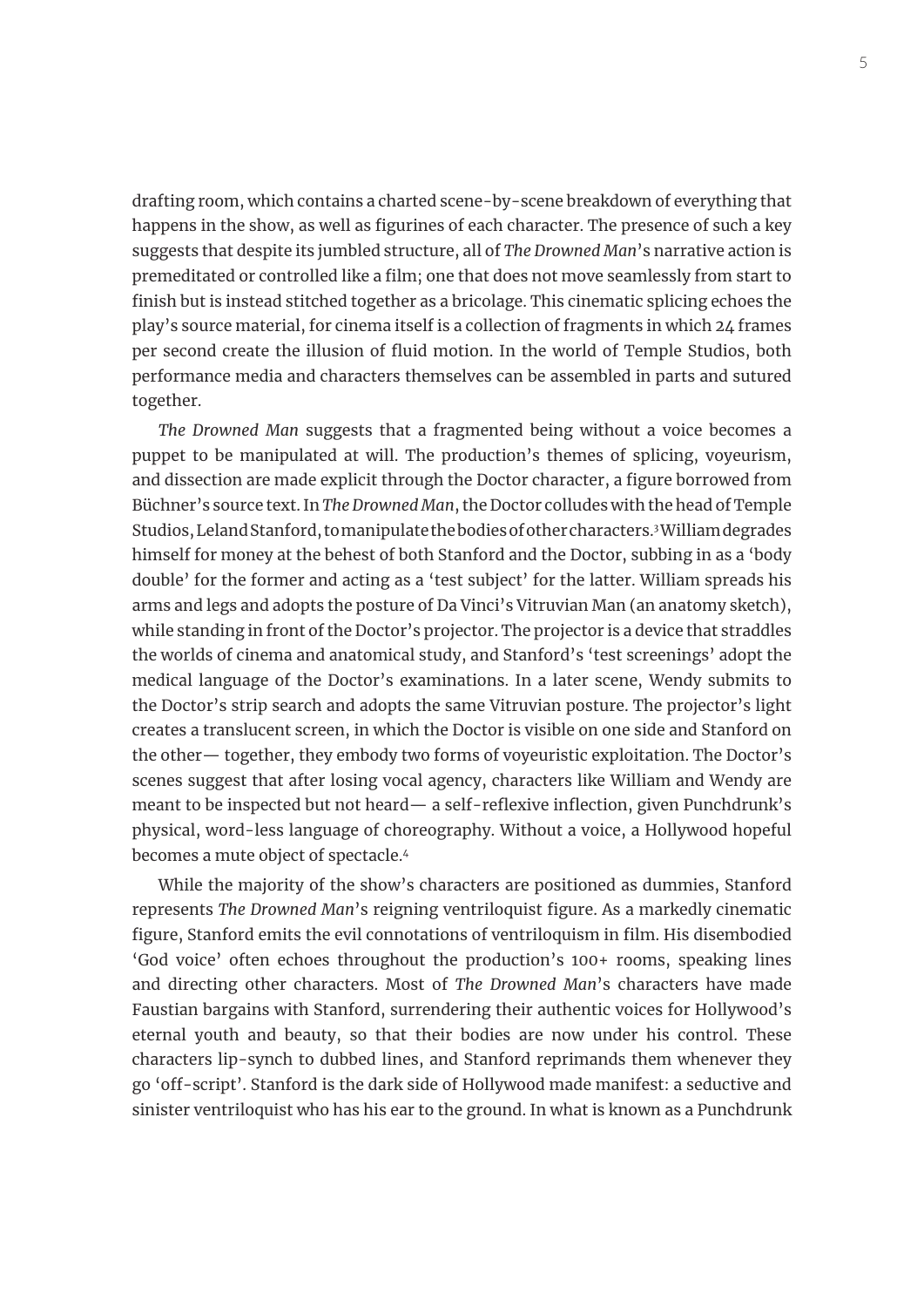drafting room, which contains a charted scene-by-scene breakdown of everything that happens in the show, as well as figurines of each character. The presence of such a key suggests that despite its jumbled structure, all of *The Drowned Man*'s narrative action is premeditated or controlled like a film; one that does not move seamlessly from start to finish but is instead stitched together as a bricolage. This cinematic splicing echoes the play's source material, for cinema itself is a collection of fragments in which 24 frames per second create the illusion of fluid motion. In the world of Temple Studios, both performance media and characters themselves can be assembled in parts and sutured together.

*The Drowned Man* suggests that a fragmented being without a voice becomes a puppet to be manipulated at will. The production's themes of splicing, voyeurism, and dissection are made explicit through the Doctor character, a figure borrowed from Büchner's source text. In *The Drowned Man*, the Doctor colludes with the head of Temple Studios, Leland Stanford, to manipulate the bodies of other characters.[3] William degrades himself for money at the behest of both Stanford and the Doctor, subbing in as a 'body double' for the former and acting as a 'test subject' for the latter. William spreads his arms and legs and adopts the posture of Da Vinci's Vitruvian Man (an anatomy sketch), while standing in front of the Doctor's projector. The projector is a device that straddles the worlds of cinema and anatomical study, and Stanford's 'test screenings' adopt the medical language of the Doctor's examinations. In a later scene, Wendy submits to the Doctor's strip search and adopts the same Vitruvian posture. The projector's light creates a translucent screen, in which the Doctor is visible on one side and Stanford on the other— together, they embody two forms of voyeuristic exploitation. The Doctor's scenes suggest that after losing vocal agency, characters like William and Wendy are meant to be inspected but not heard— a self-reflexive inflection, given Punchdrunk's physical, word-less language of choreography. Without a voice, a Hollywood hopeful becomes a mute object of spectacle.[4]

While the majority of the show's characters are positioned as dummies, Stanford represents *The Drowned Man*'s reigning ventriloquist figure. As a markedly cinematic figure, Stanford emits the evil connotations of ventriloquism in film. His disembodied 'God voice' often echoes throughout the production's 100+ rooms, speaking lines and directing other characters. Most of *The Drowned Man*'s characters have made Faustian bargains with Stanford, surrendering their authentic voices for Hollywood's eternal youth and beauty, so that their bodies are now under his control. These characters lip-synch to dubbed lines, and Stanford reprimands them whenever they go 'off-script'. Stanford is the dark side of Hollywood made manifest: a seductive and sinister ventriloquist who has his ear to the ground. In what is known as a Punchdrunk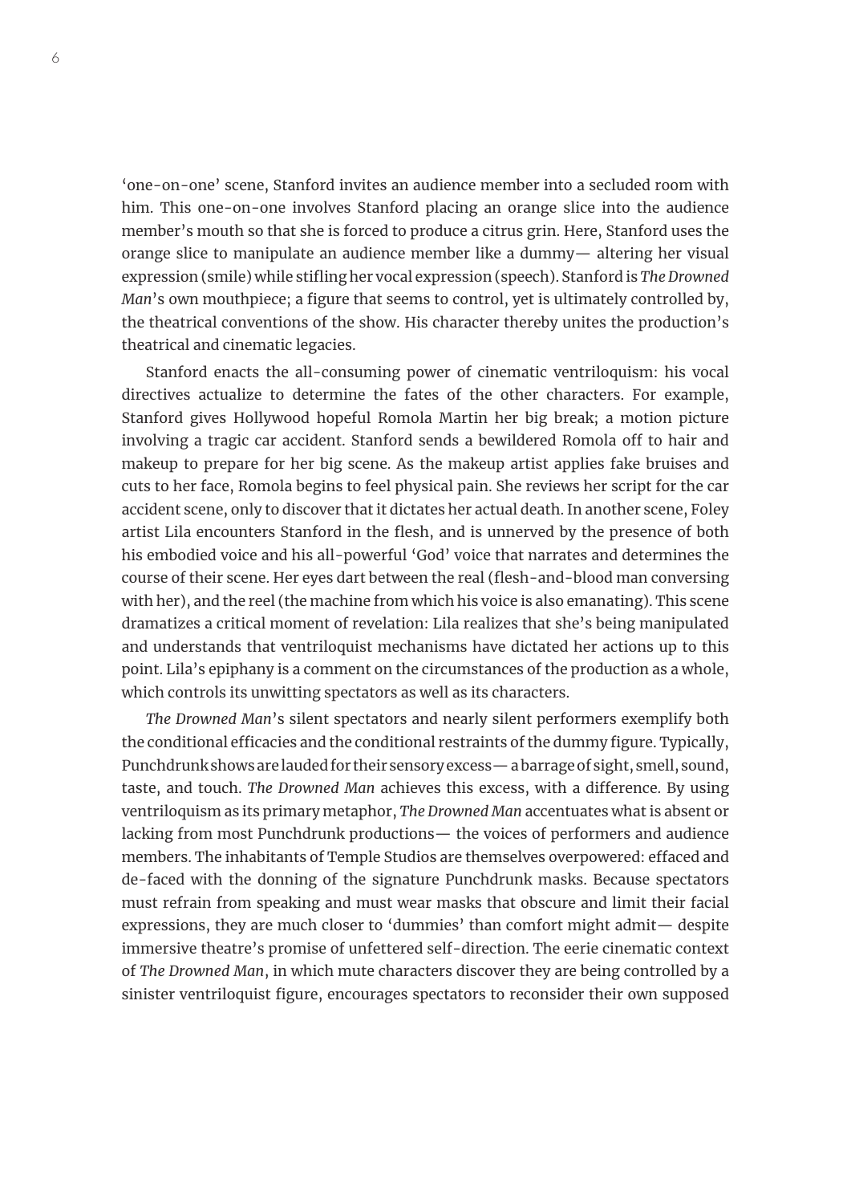'one-on-one' scene, Stanford invites an audience member into a secluded room with him. This one-on-one involves Stanford placing an orange slice into the audience member's mouth so that she is forced to produce a citrus grin. Here, Stanford uses the orange slice to manipulate an audience member like a dummy— altering her visual expression (smile) while stifling her vocal expression (speech). Stanford is *The Drowned Man*'s own mouthpiece; a figure that seems to control, yet is ultimately controlled by, the theatrical conventions of the show. His character thereby unites the production's theatrical and cinematic legacies.

Stanford enacts the all-consuming power of cinematic ventriloquism: his vocal directives actualize to determine the fates of the other characters. For example, Stanford gives Hollywood hopeful Romola Martin her big break; a motion picture involving a tragic car accident. Stanford sends a bewildered Romola off to hair and makeup to prepare for her big scene. As the makeup artist applies fake bruises and cuts to her face, Romola begins to feel physical pain. She reviews her script for the car accident scene, only to discover that it dictates her actual death. In another scene, Foley artist Lila encounters Stanford in the flesh, and is unnerved by the presence of both his embodied voice and his all-powerful 'God' voice that narrates and determines the course of their scene. Her eyes dart between the real (flesh-and-blood man conversing with her), and the reel (the machine from which his voice is also emanating). This scene dramatizes a critical moment of revelation: Lila realizes that she's being manipulated and understands that ventriloquist mechanisms have dictated her actions up to this point. Lila's epiphany is a comment on the circumstances of the production as a whole, which controls its unwitting spectators as well as its characters.

*The Drowned Man*'s silent spectators and nearly silent performers exemplify both the conditional efficacies and the conditional restraints of the dummy figure. Typically, Punchdrunk shows are lauded for their sensory excess— a barrage of sight, smell, sound, taste, and touch. *The Drowned Man* achieves this excess, with a difference. By using ventriloquism as its primary metaphor, *The Drowned Man* accentuates what is absent or lacking from most Punchdrunk productions— the voices of performers and audience members. The inhabitants of Temple Studios are themselves overpowered: effaced and de-faced with the donning of the signature Punchdrunk masks. Because spectators must refrain from speaking and must wear masks that obscure and limit their facial expressions, they are much closer to 'dummies' than comfort might admit— despite immersive theatre's promise of unfettered self-direction. The eerie cinematic context of *The Drowned Man*, in which mute characters discover they are being controlled by a sinister ventriloquist figure, encourages spectators to reconsider their own supposed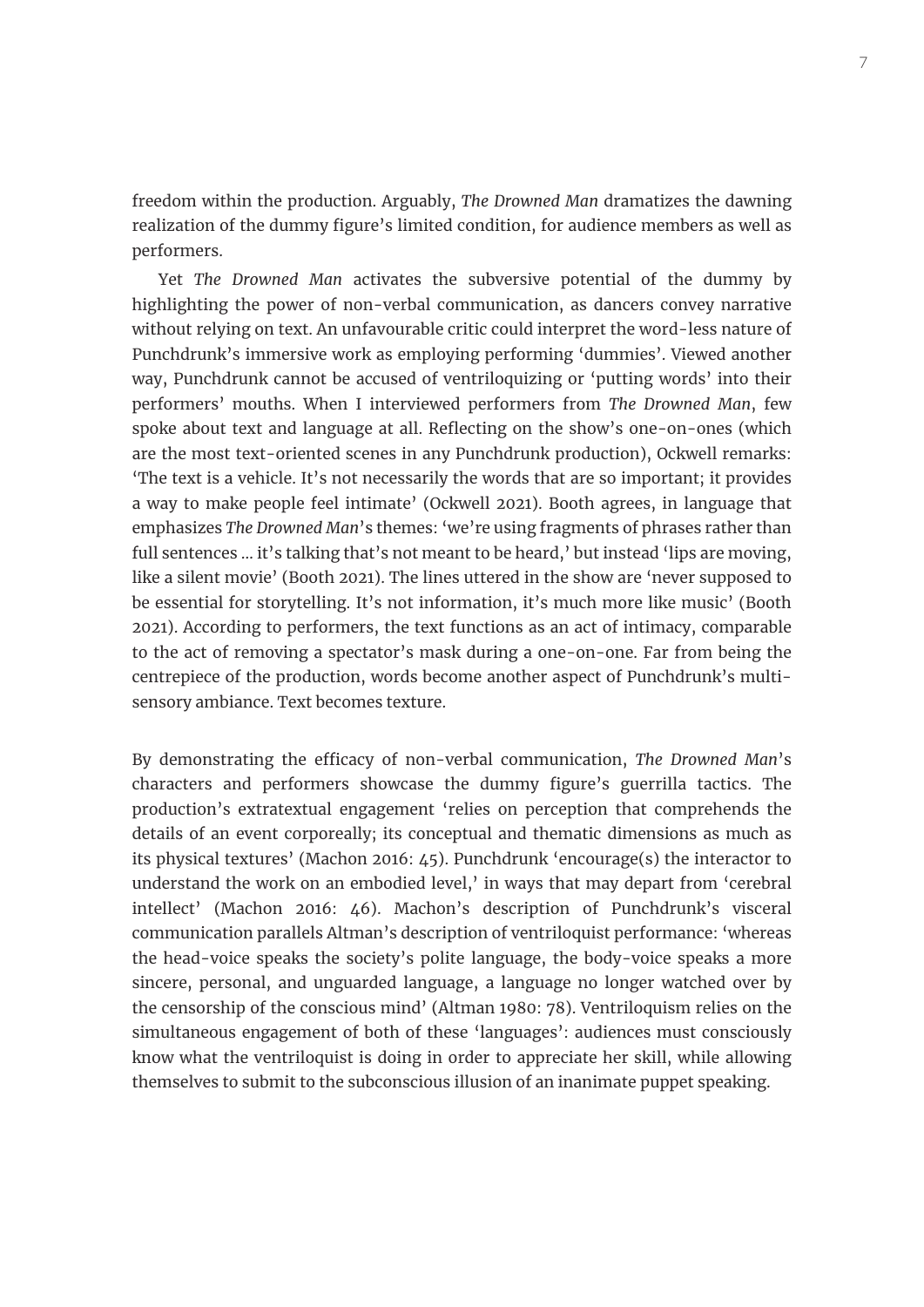freedom within the production. Arguably, *The Drowned Man* dramatizes the dawning realization of the dummy figure's limited condition, for audience members as well as performers.

Yet *The Drowned Man* activates the subversive potential of the dummy by highlighting the power of non-verbal communication, as dancers convey narrative without relying on text. An unfavourable critic could interpret the word-less nature of Punchdrunk's immersive work as employing performing 'dummies'. Viewed another way, Punchdrunk cannot be accused of ventriloquizing or 'putting words' into their performers' mouths. When I interviewed performers from *The Drowned Man*, few spoke about text and language at all. Reflecting on the show's one-on-ones (which are the most text-oriented scenes in any Punchdrunk production), Ockwell remarks: 'The text is a vehicle. It's not necessarily the words that are so important; it provides a way to make people feel intimate' (Ockwell 2021). Booth agrees, in language that emphasizes *The Drowned Man*'s themes: 'we're using fragments of phrases rather than full sentences ... it's talking that's not meant to be heard,' but instead 'lips are moving, like a silent movie' (Booth 2021). The lines uttered in the show are 'never supposed to be essential for storytelling. It's not information, it's much more like music' (Booth 2021). According to performers, the text functions as an act of intimacy, comparable to the act of removing a spectator's mask during a one-on-one. Far from being the centrepiece of the production, words become another aspect of Punchdrunk's multi-sensory ambiance. Text becomes texture.

By demonstrating the efficacy of non-verbal communication, *The Drowned Man*'s characters and performers showcase the dummy figure's guerrilla tactics. The production's extratextual engagement 'relies on perception that comprehends the details of an event corporeally; its conceptual and thematic dimensions as much as its physical textures' (Machon 2016: 45). Punchdrunk 'encourage(s) the interactor to understand the work on an embodied level,' in ways that may depart from 'cerebral intellect' (Machon 2016: 46). Machon's description of Punchdrunk's visceral communication parallels Altman's description of ventriloquist performance: 'whereas the head-voice speaks the society's polite language, the body-voice speaks a more sincere, personal, and unguarded language, a language no longer watched over by the censorship of the conscious mind' (Altman 1980: 78). Ventriloquism relies on the simultaneous engagement of both of these 'languages': audiences must consciously know what the ventriloquist is doing in order to appreciate her skill, while allowing themselves to submit to the subconscious illusion of an inanimate puppet speaking.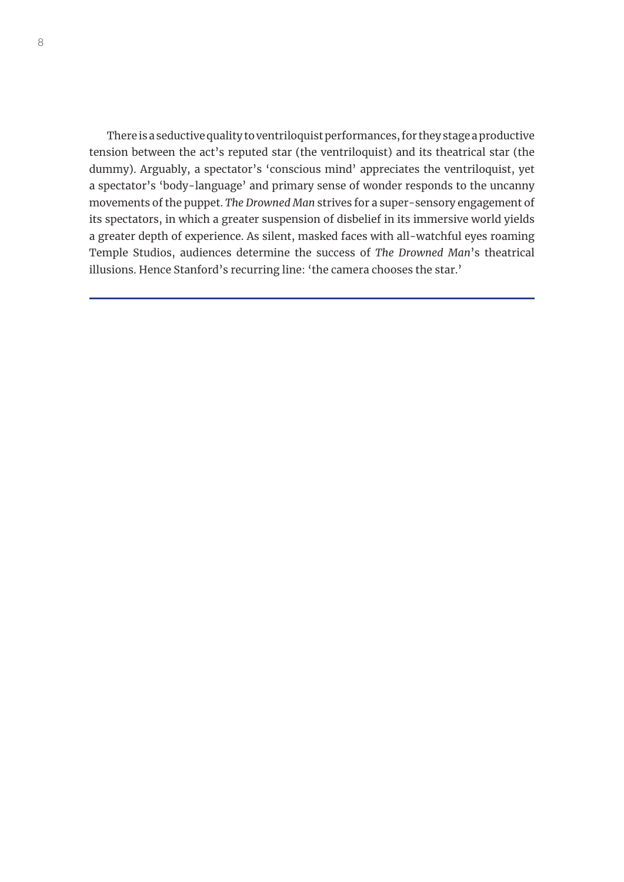There is a seductive quality to ventriloquist performances, for they stage a productive tension between the act's reputed star (the ventriloquist) and its theatrical star (the dummy). Arguably, a spectator's 'conscious mind' appreciates the ventriloquist, yet a spectator's 'body-language' and primary sense of wonder responds to the uncanny movements of the puppet. *The Drowned Man* strives for a super-sensory engagement of its spectators, in which a greater suspension of disbelief in its immersive world yields a greater depth of experience. As silent, masked faces with all-watchful eyes roaming Temple Studios, audiences determine the success of *The Drowned Man*'s theatrical illusions. Hence Stanford's recurring line: 'the camera chooses the star.'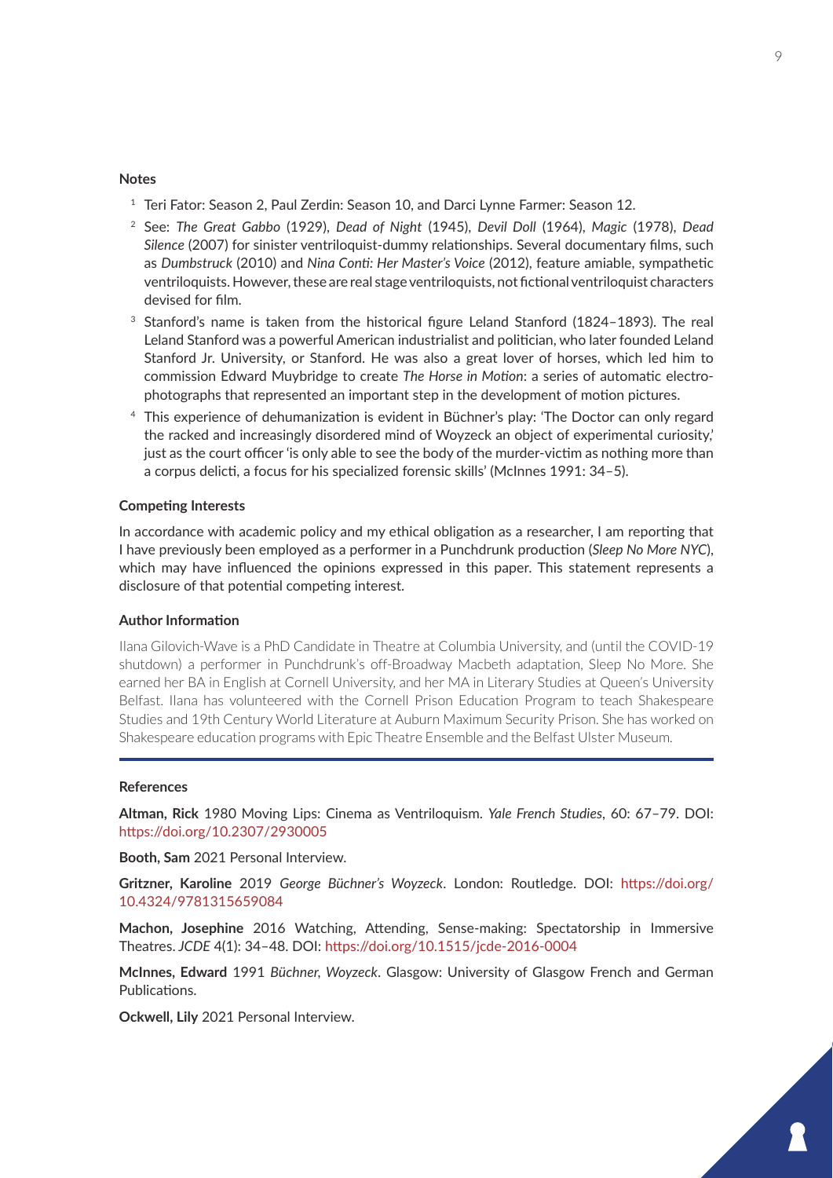### Notes

1. Teri Fator: Season 2, Paul Zerdin: Season 10, and Darci Lynne Farmer: Season 12.
2. See: *The Great Gabbo* (1929), *Dead of Night* (1945), *Devil Doll* (1964), *Magic* (1978), *Dead Silence* (2007) for sinister ventriloquist-dummy relationships. Several documentary films, such as *Dumbstruck* (2010) and *Nina Conti: Her Master's Voice* (2012), feature amiable, sympathetic ventriloquists. However, these are real stage ventriloquists, not fictional ventriloquist characters devised for film.
3. Stanford's name is taken from the historical figure Leland Stanford (1824–1893). The real Leland Stanford was a powerful American industrialist and politician, who later founded Leland Stanford Jr. University, or Stanford. He was also a great lover of horses, which led him to commission Edward Muybridge to create *The Horse in Motion*: a series of automatic electro-photographs that represented an important step in the development of motion pictures.
4. This experience of dehumanization is evident in Büchner's play: 'The Doctor can only regard the racked and increasingly disordered mind of Woyzeck an object of experimental curiosity,' just as the court officer 'is only able to see the body of the murder-victim as nothing more than a corpus delicti, a focus for his specialized forensic skills' (McInnes 1991: 34–5).

### Competing Interests

In accordance with academic policy and my ethical obligation as a researcher, I am reporting that I have previously been employed as a performer in a Punchdrunk production (*Sleep No More NYC*), which may have influenced the opinions expressed in this paper. This statement represents a disclosure of that potential competing interest.

### Author Information

Ilana Gilovich-Wave is a PhD Candidate in Theatre at Columbia University, and (until the COVID-19 shutdown) a performer in Punchdrunk's off-Broadway Macbeth adaptation, Sleep No More. She earned her BA in English at Cornell University, and her MA in Literary Studies at Queen's University Belfast. Ilana has volunteered with the Cornell Prison Education Program to teach Shakespeare Studies and 19th Century World Literature at Auburn Maximum Security Prison. She has worked on Shakespeare education programs with Epic Theatre Ensemble and the Belfast Ulster Museum.

### References

**Altman, Rick** 1980 Moving Lips: Cinema as Ventriloquism. *Yale French Studies*, 60: 67–79. DOI: https://doi.org/10.2307/2930005

**Booth, Sam** 2021 Personal Interview.

**Gritzner, Karoline** 2019 *George Büchner's Woyzeck*. London: Routledge. DOI: https://doi.org/10.4324/9781315659084

**Machon, Josephine** 2016 Watching, Attending, Sense-making: Spectatorship in Immersive Theatres. *JCDE* 4(1): 34–48. DOI: https://doi.org/10.1515/jcde-2016-0004

**McInnes, Edward** 1991 *Büchner, Woyzeck*. Glasgow: University of Glasgow French and German Publications.

**Ockwell, Lily** 2021 Personal Interview.